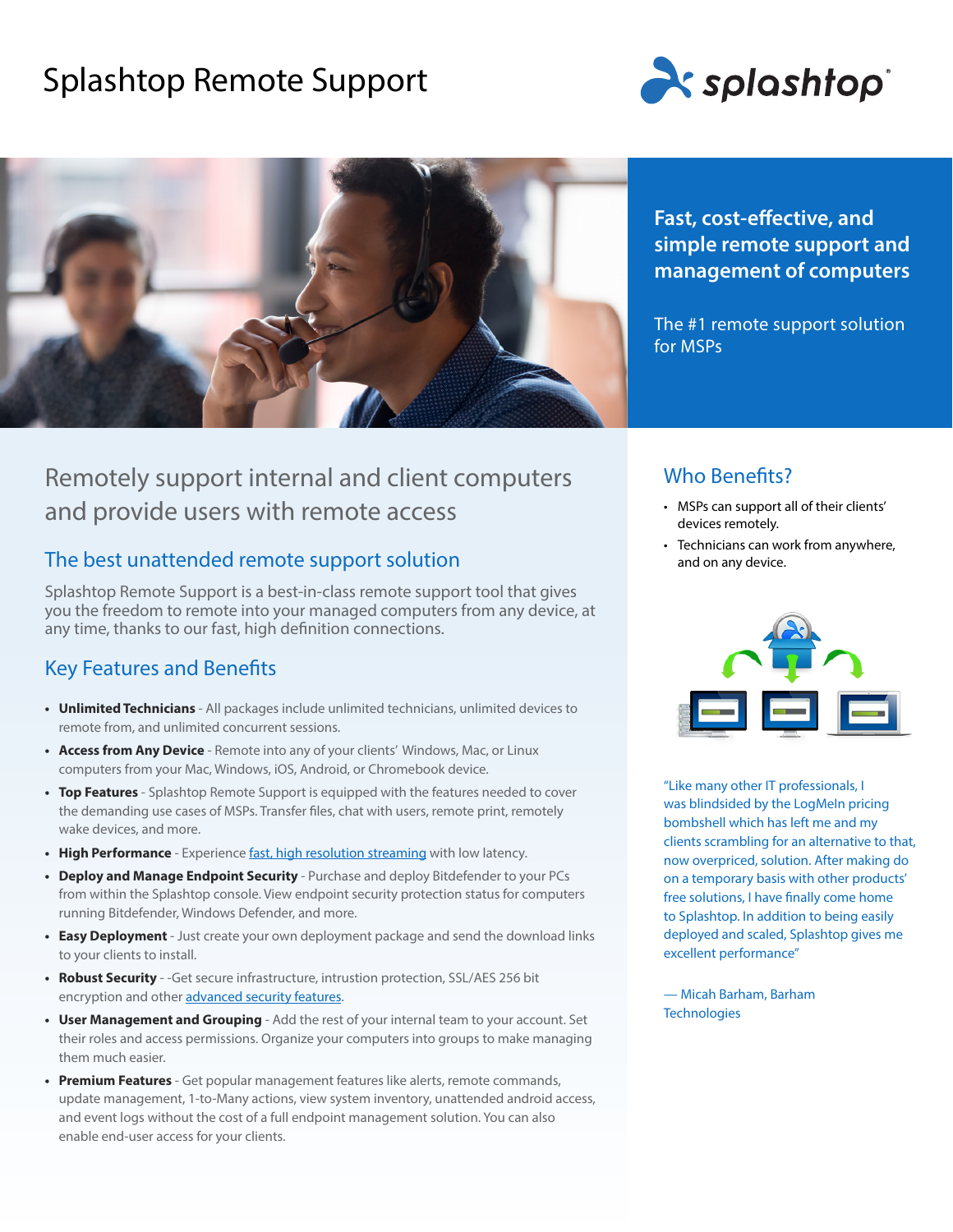# Splashtop Remote Support

**Fast, cost-effective, and simple remote support and management of computers**

The #1 remote support solution for MSPs

## Remotely support internal and client computers and provide users with remote access

### The best unattended remote support solution

Splashtop Remote Support is a best-in-class remote support tool that gives you the freedom to remote into your managed computers from any device, at any time, thanks to our fast, high definition connections.

### Key Features and Benefits

- **Unlimited Technicians** - All packages include unlimited technicians, unlimited devices to remote from, and unlimited concurrent sessions.
- **Access from Any Device** - Remote into any of your clients' Windows, Mac, or Linux computers from your Mac, Windows, iOS, Android, or Chromebook device.
- **Top Features** - Splashtop Remote Support is equipped with the features needed to cover the demanding use cases of MSPs. Transfer files, chat with users, remote print, remotely wake devices, and more.
- **High Performance** - Experience fast, high resolution streaming with low latency.
- **Deploy and Manage Endpoint Security** - Purchase and deploy Bitdefender to your PCs from within the Splashtop console. View endpoint security protection status for computers running Bitdefender, Windows Defender, and more.
- **Easy Deployment** - Just create your own deployment package and send the download links to your clients to install.
- **Robust Security** - -Get secure infrastructure, intrustion protection, SSL/AES 256 bit encryption and other advanced security features.
- **User Management and Grouping** - Add the rest of your internal team to your account. Set their roles and access permissions. Organize your computers into groups to make managing them much easier.
- **Premium Features** - Get popular management features like alerts, remote commands, update management, 1-to-Many actions, view system inventory, unattended android access, and event logs without the cost of a full endpoint management solution. You can also enable end-user access for your clients.

### Who Benefits?

- MSPs can support all of their clients' devices remotely.
- Technicians can work from anywhere, and on any device.

"Like many other IT professionals, I was blindsided by the LogMeIn pricing bombshell which has left me and my clients scrambling for an alternative to that, now overpriced, solution. After making do on a temporary basis with other products' free solutions, I have finally come home to Splashtop. In addition to being easily deployed and scaled, Splashtop gives me excellent performance"

— Micah Barham, Barham Technologies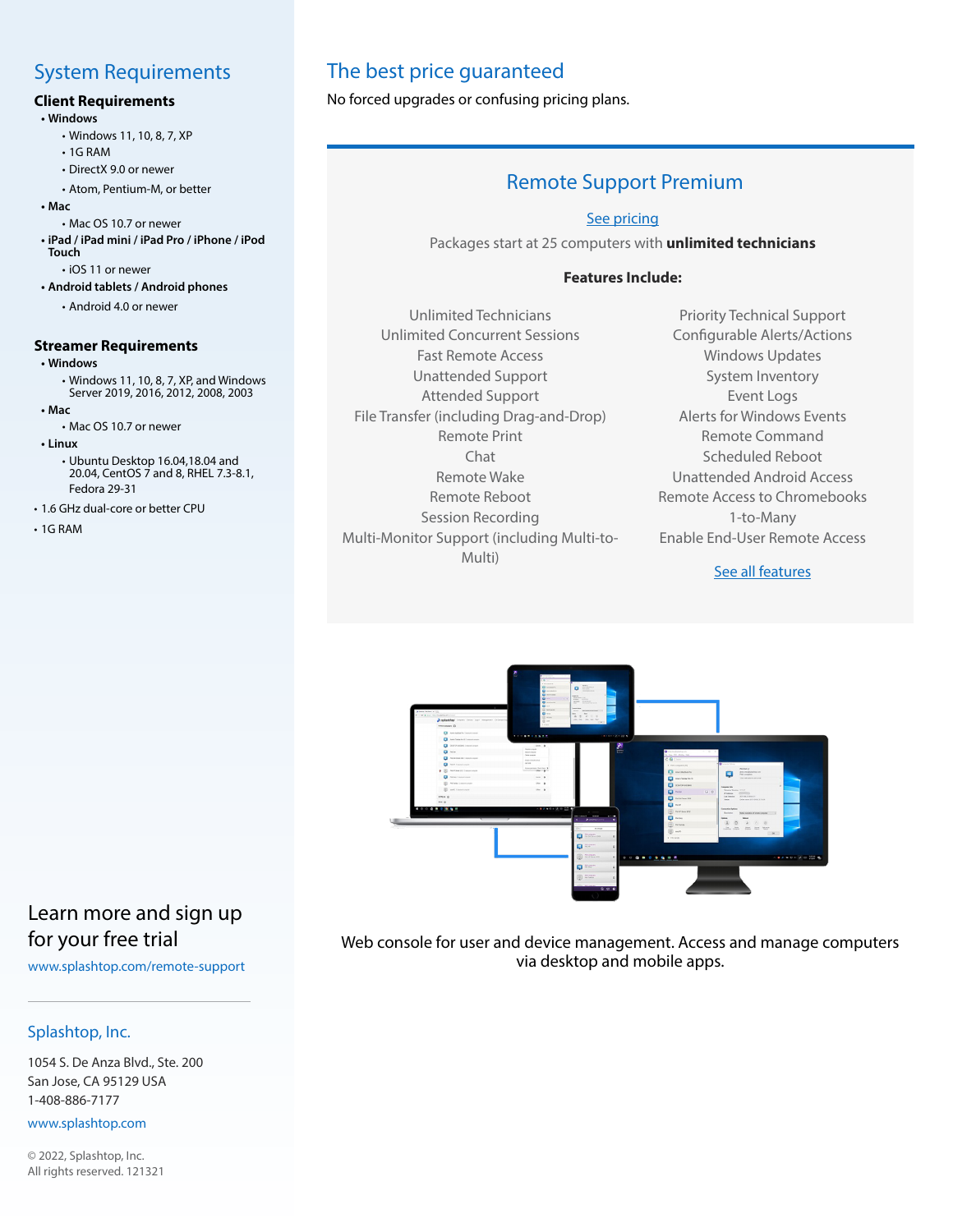## System Requirements

### Client Requirements

- **Windows**
  - Windows 11, 10, 8, 7, XP
  - 1G RAM
  - DirectX 9.0 or newer
  - Atom, Pentium-M, or better
- **Mac**
  - Mac OS 10.7 or newer
- **iPad / iPad mini / iPad Pro / iPhone / iPod Touch**
  - iOS 11 or newer
- **Android tablets / Android phones**
  - Android 4.0 or newer

### Streamer Requirements

- **Windows**
  - Windows 11, 10, 8, 7, XP, and Windows Server 2019, 2016, 2012, 2008, 2003
- **Mac**
  - Mac OS 10.7 or newer
- **Linux**
  - Ubuntu Desktop 16.04,18.04 and 20.04, CentOS 7 and 8, RHEL 7.3-8.1, Fedora 29-31
- 1.6 GHz dual-core or better CPU
- 1G RAM

## The best price guaranteed

No forced upgrades or confusing pricing plans.

### Remote Support Premium

See pricing

Packages start at 25 computers with **unlimited technicians**

**Features Include:**

- Unlimited Technicians
- Unlimited Concurrent Sessions
- Fast Remote Access
- Unattended Support
- Attended Support
- File Transfer (including Drag-and-Drop)
- Remote Print
- Chat
- Remote Wake
- Remote Reboot
- Session Recording
- Multi-Monitor Support (including Multi-to-Multi)
- Priority Technical Support
- Configurable Alerts/Actions
- Windows Updates
- System Inventory
- Event Logs
- Alerts for Windows Events
- Remote Command
- Scheduled Reboot
- Unattended Android Access
- Remote Access to Chromebooks
- 1-to-Many
- Enable End-User Remote Access

See all features

Web console for user and device management. Access and manage computers via desktop and mobile apps.

Learn more and sign up for your free trial

www.splashtop.com/remote-support

### Splashtop, Inc.

1054 S. De Anza Blvd., Ste. 200
San Jose, CA 95129 USA
1-408-886-7177

www.splashtop.com

© 2022, Splashtop, Inc.
All rights reserved. 121321